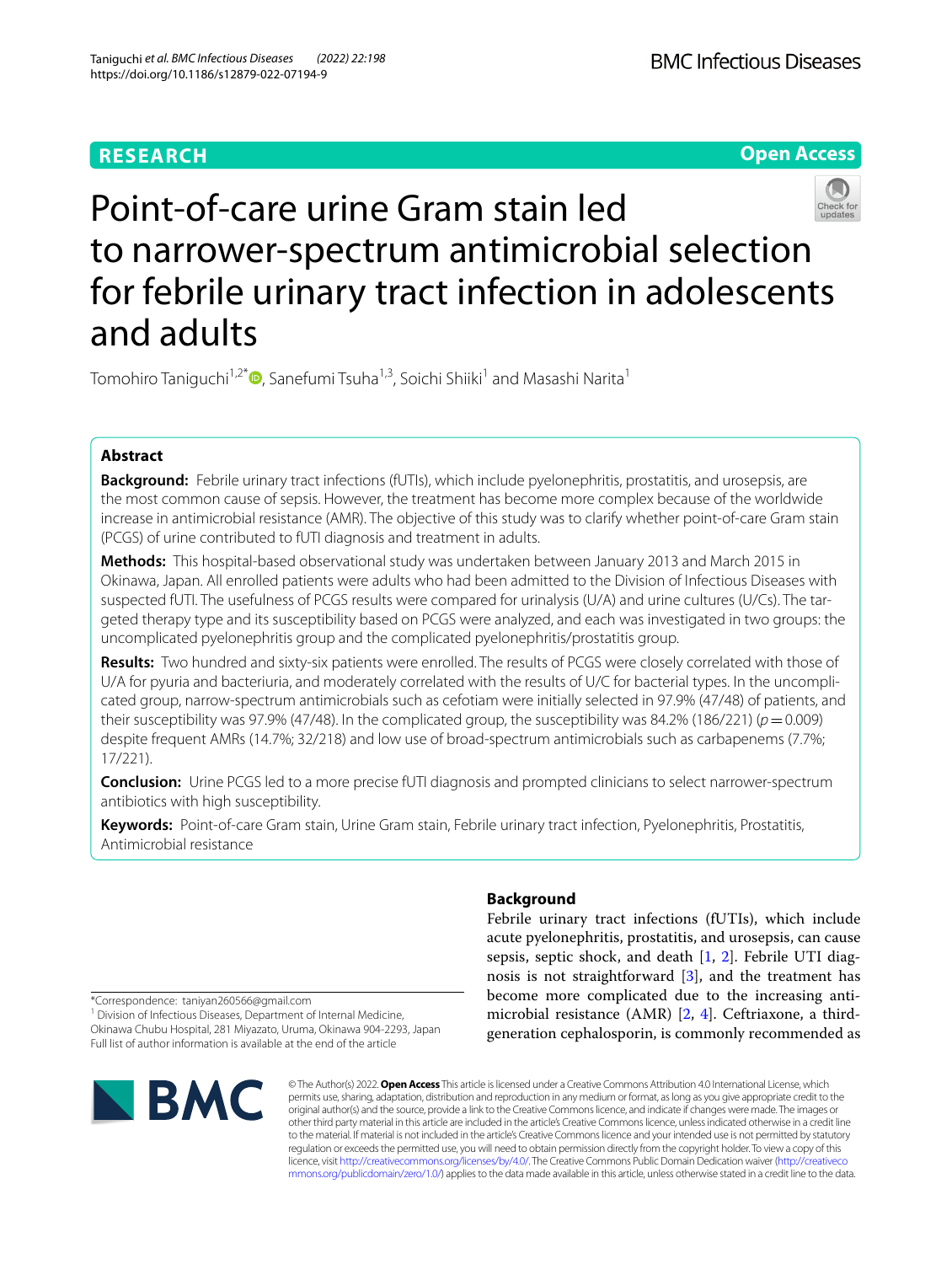**RESEARCH** **Open Access**

# Point-of-care urine Gram stain led to narrower-spectrum antimicrobial selection for febrile urinary tract infection in adolescents and adults

Tomohiro Taniguchi[1,2*], Sanefumi Tsuha[1,3], Soichi Shiiki[1] and Masashi Narita[1]

## Abstract

**Background:** Febrile urinary tract infections (fUTIs), which include pyelonephritis, prostatitis, and urosepsis, are the most common cause of sepsis. However, the treatment has become more complex because of the worldwide increase in antimicrobial resistance (AMR). The objective of this study was to clarify whether point-of-care Gram stain (PCGS) of urine contributed to fUTI diagnosis and treatment in adults.

**Methods:** This hospital-based observational study was undertaken between January 2013 and March 2015 in Okinawa, Japan. All enrolled patients were adults who had been admitted to the Division of Infectious Diseases with suspected fUTI. The usefulness of PCGS results were compared for urinalysis (U/A) and urine cultures (U/Cs). The targeted therapy type and its susceptibility based on PCGS were analyzed, and each was investigated in two groups: the uncomplicated pyelonephritis group and the complicated pyelonephritis/prostatitis group.

**Results:** Two hundred and sixty-six patients were enrolled. The results of PCGS were closely correlated with those of U/A for pyuria and bacteriuria, and moderately correlated with the results of U/C for bacterial types. In the uncomplicated group, narrow-spectrum antimicrobials such as cefotiam were initially selected in 97.9% (47/48) of patients, and their susceptibility was 97.9% (47/48). In the complicated group, the susceptibility was 84.2% (186/221) ($p = 0.009$) despite frequent AMRs (14.7%; 32/218) and low use of broad-spectrum antimicrobials such as carbapenems (7.7%; 17/221).

**Conclusion:** Urine PCGS led to a more precise fUTI diagnosis and prompted clinicians to select narrower-spectrum antibiotics with high susceptibility.

**Keywords:** Point-of-care Gram stain, Urine Gram stain, Febrile urinary tract infection, Pyelonephritis, Prostatitis, Antimicrobial resistance

## Background

Febrile urinary tract infections (fUTIs), which include acute pyelonephritis, prostatitis, and urosepsis, can cause sepsis, septic shock, and death [1, 2]. Febrile UTI diagnosis is not straightforward [3], and the treatment has become more complicated due to the increasing antimicrobial resistance (AMR) [2, 4]. Ceftriaxone, a third-generation cephalosporin, is commonly recommended as

*Correspondence: taniyan260566@gmail.com
[1] Division of Infectious Diseases, Department of Internal Medicine, Okinawa Chubu Hospital, 281 Miyazato, Uruma, Okinawa 904-2293, Japan
Full list of author information is available at the end of the article

© The Author(s) 2022. **Open Access** This article is licensed under a Creative Commons Attribution 4.0 International License, which permits use, sharing, adaptation, distribution and reproduction in any medium or format, as long as you give appropriate credit to the original author(s) and the source, provide a link to the Creative Commons licence, and indicate if changes were made. The images or other third party material in this article are included in the article's Creative Commons licence, unless indicated otherwise in a credit line to the material. If material is not included in the article's Creative Commons licence and your intended use is not permitted by statutory regulation or exceeds the permitted use, you will need to obtain permission directly from the copyright holder. To view a copy of this licence, visit http://creativecommons.org/licenses/by/4.0/. The Creative Commons Public Domain Dedication waiver (http://creativecommons.org/publicdomain/zero/1.0/) applies to the data made available in this article, unless otherwise stated in a credit line to the data.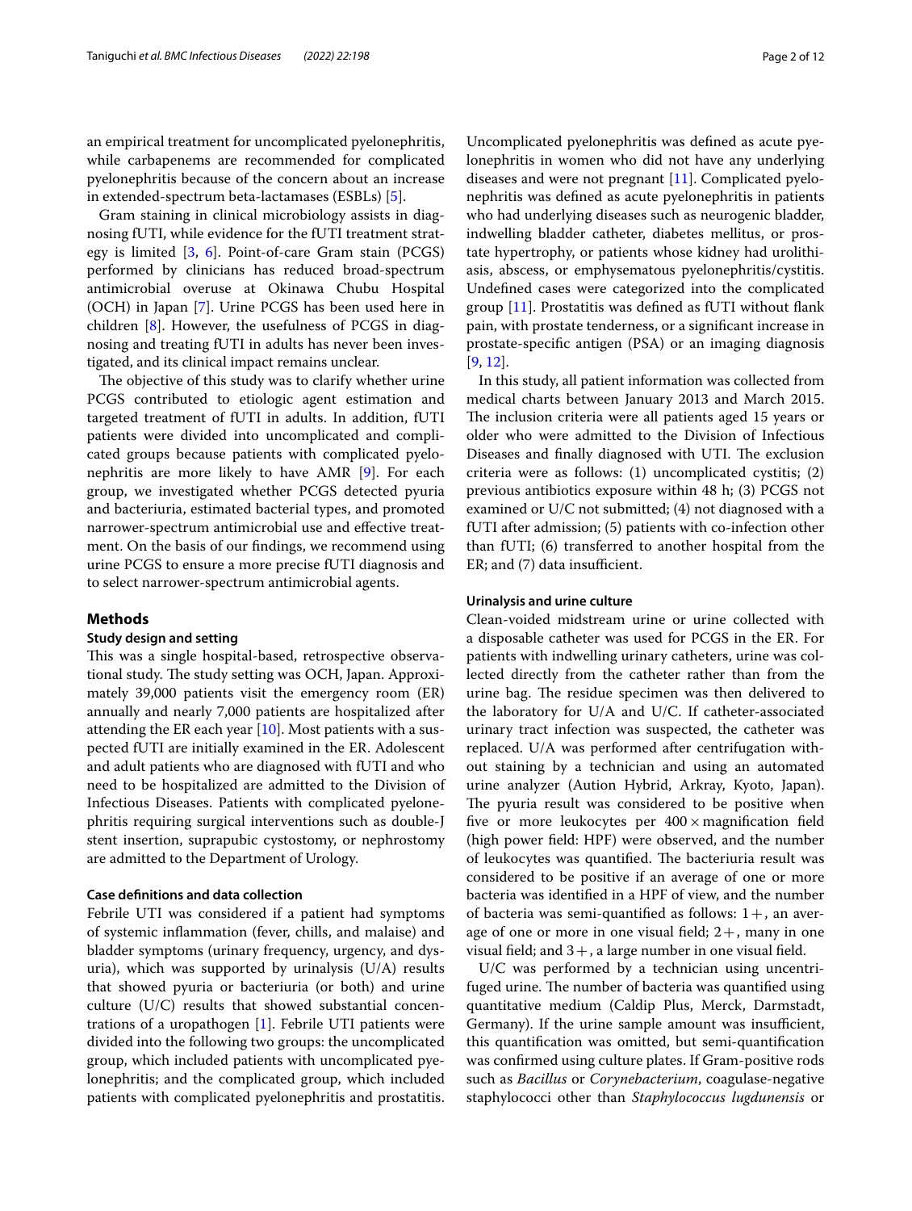an empirical treatment for uncomplicated pyelonephritis, while carbapenems are recommended for complicated pyelonephritis because of the concern about an increase in extended-spectrum beta-lactamases (ESBLs) [5].

Gram staining in clinical microbiology assists in diagnosing fUTI, while evidence for the fUTI treatment strategy is limited [3, 6]. Point-of-care Gram stain (PCGS) performed by clinicians has reduced broad-spectrum antimicrobial overuse at Okinawa Chubu Hospital (OCH) in Japan [7]. Urine PCGS has been used here in children [8]. However, the usefulness of PCGS in diagnosing and treating fUTI in adults has never been investigated, and its clinical impact remains unclear.

The objective of this study was to clarify whether urine PCGS contributed to etiologic agent estimation and targeted treatment of fUTI in adults. In addition, fUTI patients were divided into uncomplicated and complicated groups because patients with complicated pyelonephritis are more likely to have AMR [9]. For each group, we investigated whether PCGS detected pyuria and bacteriuria, estimated bacterial types, and promoted narrower-spectrum antimicrobial use and effective treatment. On the basis of our findings, we recommend using urine PCGS to ensure a more precise fUTI diagnosis and to select narrower-spectrum antimicrobial agents.

## Methods

### Study design and setting

This was a single hospital-based, retrospective observational study. The study setting was OCH, Japan. Approximately 39,000 patients visit the emergency room (ER) annually and nearly 7,000 patients are hospitalized after attending the ER each year [10]. Most patients with a suspected fUTI are initially examined in the ER. Adolescent and adult patients who are diagnosed with fUTI and who need to be hospitalized are admitted to the Division of Infectious Diseases. Patients with complicated pyelonephritis requiring surgical interventions such as double-J stent insertion, suprapubic cystostomy, or nephrostomy are admitted to the Department of Urology.

### Case definitions and data collection

Febrile UTI was considered if a patient had symptoms of systemic inflammation (fever, chills, and malaise) and bladder symptoms (urinary frequency, urgency, and dysuria), which was supported by urinalysis (U/A) results that showed pyuria or bacteriuria (or both) and urine culture (U/C) results that showed substantial concentrations of a uropathogen [1]. Febrile UTI patients were divided into the following two groups: the uncomplicated group, which included patients with uncomplicated pyelonephritis; and the complicated group, which included patients with complicated pyelonephritis and prostatitis. Uncomplicated pyelonephritis was defined as acute pyelonephritis in women who did not have any underlying diseases and were not pregnant [11]. Complicated pyelonephritis was defined as acute pyelonephritis in patients who had underlying diseases such as neurogenic bladder, indwelling bladder catheter, diabetes mellitus, or prostate hypertrophy, or patients whose kidney had urolithiasis, abscess, or emphysematous pyelonephritis/cystitis. Undefined cases were categorized into the complicated group [11]. Prostatitis was defined as fUTI without flank pain, with prostate tenderness, or a significant increase in prostate-specific antigen (PSA) or an imaging diagnosis [9, 12].

In this study, all patient information was collected from medical charts between January 2013 and March 2015. The inclusion criteria were all patients aged 15 years or older who were admitted to the Division of Infectious Diseases and finally diagnosed with UTI. The exclusion criteria were as follows: (1) uncomplicated cystitis; (2) previous antibiotics exposure within 48 h; (3) PCGS not examined or U/C not submitted; (4) not diagnosed with a fUTI after admission; (5) patients with co-infection other than fUTI; (6) transferred to another hospital from the ER; and (7) data insufficient.

### Urinalysis and urine culture

Clean-voided midstream urine or urine collected with a disposable catheter was used for PCGS in the ER. For patients with indwelling urinary catheters, urine was collected directly from the catheter rather than from the urine bag. The residue specimen was then delivered to the laboratory for U/A and U/C. If catheter-associated urinary tract infection was suspected, the catheter was replaced. U/A was performed after centrifugation without staining by a technician and using an automated urine analyzer (Aution Hybrid, Arkray, Kyoto, Japan). The pyuria result was considered to be positive when five or more leukocytes per $400\times$ magnification field (high power field: HPF) were observed, and the number of leukocytes was quantified. The bacteriuria result was considered to be positive if an average of one or more bacteria was identified in a HPF of view, and the number of bacteria was semi-quantified as follows: 1+, an average of one or more in one visual field; 2+, many in one visual field; and 3+, a large number in one visual field.

U/C was performed by a technician using uncentrifuged urine. The number of bacteria was quantified using quantitative medium (Caldip Plus, Merck, Darmstadt, Germany). If the urine sample amount was insufficient, this quantification was omitted, but semi-quantification was confirmed using culture plates. If Gram-positive rods such as *Bacillus* or *Corynebacterium*, coagulase-negative staphylococci other than *Staphylococcus lugdunensis* or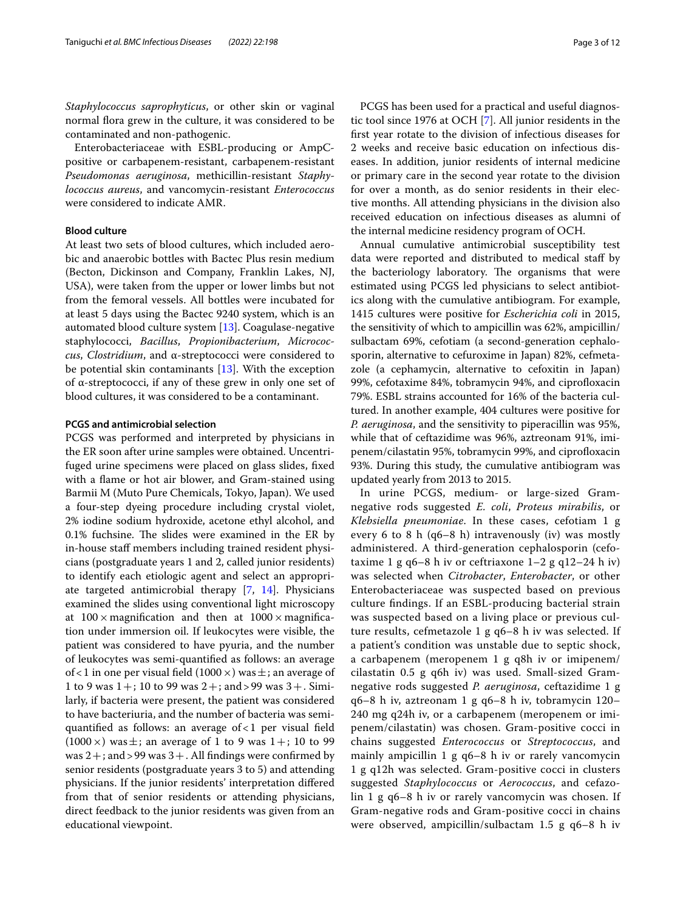*Staphylococcus saprophyticus*, or other skin or vaginal normal flora grew in the culture, it was considered to be contaminated and non-pathogenic.

Enterobacteriaceae with ESBL-producing or AmpC-positive or carbapenem-resistant, carbapenem-resistant *Pseudomonas aeruginosa*, methicillin-resistant *Staphylococcus aureus*, and vancomycin-resistant *Enterococcus* were considered to indicate AMR.

**Blood culture**

At least two sets of blood cultures, which included aerobic and anaerobic bottles with Bactec Plus resin medium (Becton, Dickinson and Company, Franklin Lakes, NJ, USA), were taken from the upper or lower limbs but not from the femoral vessels. All bottles were incubated for at least 5 days using the Bactec 9240 system, which is an automated blood culture system [13]. Coagulase-negative staphylococci, *Bacillus*, *Propionibacterium*, *Micrococcus*, *Clostridium*, and α-streptococci were considered to be potential skin contaminants [13]. With the exception of α-streptococci, if any of these grew in only one set of blood cultures, it was considered to be a contaminant.

**PCGS and antimicrobial selection**

PCGS was performed and interpreted by physicians in the ER soon after urine samples were obtained. Uncentrifuged urine specimens were placed on glass slides, fixed with a flame or hot air blower, and Gram-stained using Barmii M (Muto Pure Chemicals, Tokyo, Japan). We used a four-step dyeing procedure including crystal violet, 2% iodine sodium hydroxide, acetone ethyl alcohol, and 0.1% fuchsine. The slides were examined in the ER by in-house staff members including trained resident physicians (postgraduate years 1 and 2, called junior residents) to identify each etiologic agent and select an appropriate targeted antimicrobial therapy [7, 14]. Physicians examined the slides using conventional light microscopy at 100 × magnification and then at 1000 × magnification under immersion oil. If leukocytes were visible, the patient was considered to have pyuria, and the number of leukocytes was semi-quantified as follows: an average of < 1 in one per visual field (1000 ×) was ±; an average of 1 to 9 was 1+; 10 to 99 was 2+; and > 99 was 3+. Similarly, if bacteria were present, the patient was considered to have bacteriuria, and the number of bacteria was semi-quantified as follows: an average of < 1 per visual field (1000 ×) was ±; an average of 1 to 9 was 1+; 10 to 99 was 2+; and > 99 was 3+. All findings were confirmed by senior residents (postgraduate years 3 to 5) and attending physicians. If the junior residents' interpretation differed from that of senior residents or attending physicians, direct feedback to the junior residents was given from an educational viewpoint.

PCGS has been used for a practical and useful diagnostic tool since 1976 at OCH [7]. All junior residents in the first year rotate to the division of infectious diseases for 2 weeks and receive basic education on infectious diseases. In addition, junior residents of internal medicine or primary care in the second year rotate to the division for over a month, as do senior residents in their elective months. All attending physicians in the division also received education on infectious diseases as alumni of the internal medicine residency program of OCH.

Annual cumulative antimicrobial susceptibility test data were reported and distributed to medical staff by the bacteriology laboratory. The organisms that were estimated using PCGS led physicians to select antibiotics along with the cumulative antibiogram. For example, 1415 cultures were positive for *Escherichia coli* in 2015, the sensitivity of which to ampicillin was 62%, ampicillin/sulbactam 69%, cefotiam (a second-generation cephalosporin, alternative to cefuroxime in Japan) 82%, cefmetazole (a cephamycin, alternative to cefoxitin in Japan) 99%, cefotaxime 84%, tobramycin 94%, and ciprofloxacin 79%. ESBL strains accounted for 16% of the bacteria cultured. In another example, 404 cultures were positive for *P. aeruginosa*, and the sensitivity to piperacillin was 95%, while that of ceftazidime was 96%, aztreonam 91%, imipenem/cilastatin 95%, tobramycin 99%, and ciprofloxacin 93%. During this study, the cumulative antibiogram was updated yearly from 2013 to 2015.

In urine PCGS, medium- or large-sized Gram-negative rods suggested *E. coli*, *Proteus mirabilis*, or *Klebsiella pneumoniae*. In these cases, cefotiam 1 g every 6 to 8 h (q6–8 h) intravenously (iv) was mostly administered. A third-generation cephalosporin (cefotaxime 1 g q6–8 h iv or ceftriaxone 1–2 g q12–24 h iv) was selected when *Citrobacter*, *Enterobacter*, or other Enterobacteriaceae was suspected based on previous culture findings. If an ESBL-producing bacterial strain was suspected based on a living place or previous culture results, cefmetazole 1 g q6–8 h iv was selected. If a patient's condition was unstable due to septic shock, a carbapenem (meropenem 1 g q8h iv or imipenem/cilastatin 0.5 g q6h iv) was used. Small-sized Gram-negative rods suggested *P. aeruginosa*, ceftazidime 1 g q6–8 h iv, aztreonam 1 g q6–8 h iv, tobramycin 120–240 mg q24h iv, or a carbapenem (meropenem or imipenem/cilastatin) was chosen. Gram-positive cocci in chains suggested *Enterococcus* or *Streptococcus*, and mainly ampicillin 1 g q6–8 h iv or rarely vancomycin 1 g q12h was selected. Gram-positive cocci in clusters suggested *Staphylococcus* or *Aerococcus*, and cefazolin 1 g q6–8 h iv or rarely vancomycin was chosen. If Gram-negative rods and Gram-positive cocci in chains were observed, ampicillin/sulbactam 1.5 g q6–8 h iv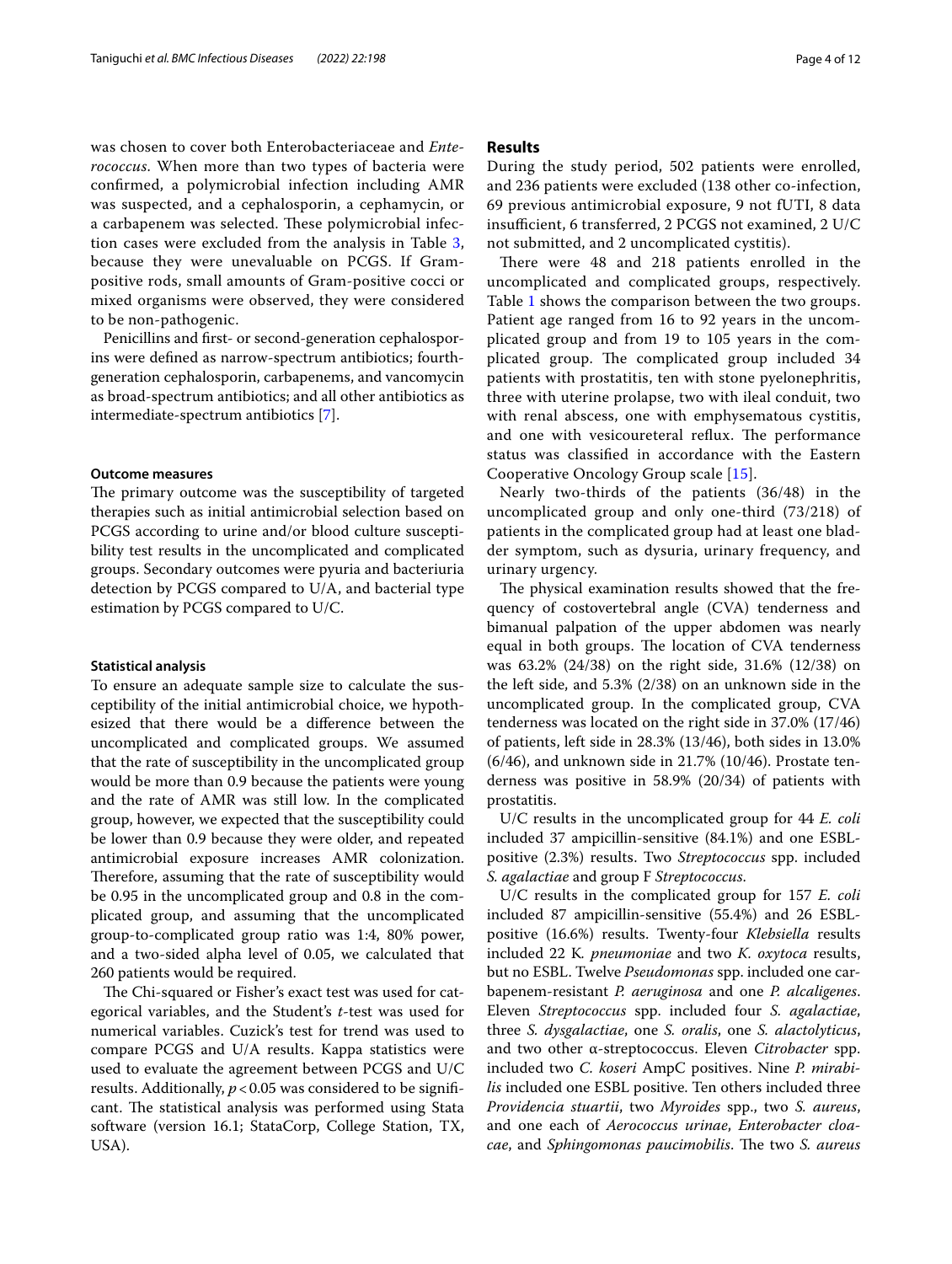was chosen to cover both Enterobacteriaceae and *Enterococcus*. When more than two types of bacteria were confirmed, a polymicrobial infection including AMR was suspected, and a cephalosporin, a cephamycin, or a carbapenem was selected. These polymicrobial infection cases were excluded from the analysis in Table 3, because they were unevaluable on PCGS. If Gram-positive rods, small amounts of Gram-positive cocci or mixed organisms were observed, they were considered to be non-pathogenic.

Penicillins and first- or second-generation cephalosporins were defined as narrow-spectrum antibiotics; fourth-generation cephalosporin, carbapenems, and vancomycin as broad-spectrum antibiotics; and all other antibiotics as intermediate-spectrum antibiotics [7].

### Outcome measures

The primary outcome was the susceptibility of targeted therapies such as initial antimicrobial selection based on PCGS according to urine and/or blood culture susceptibility test results in the uncomplicated and complicated groups. Secondary outcomes were pyuria and bacteriuria detection by PCGS compared to U/A, and bacterial type estimation by PCGS compared to U/C.

### Statistical analysis

To ensure an adequate sample size to calculate the susceptibility of the initial antimicrobial choice, we hypothesized that there would be a difference between the uncomplicated and complicated groups. We assumed that the rate of susceptibility in the uncomplicated group would be more than 0.9 because the patients were young and the rate of AMR was still low. In the complicated group, however, we expected that the susceptibility could be lower than 0.9 because they were older, and repeated antimicrobial exposure increases AMR colonization. Therefore, assuming that the rate of susceptibility would be 0.95 in the uncomplicated group and 0.8 in the complicated group, and assuming that the uncomplicated group-to-complicated group ratio was 1:4, 80% power, and a two-sided alpha level of 0.05, we calculated that 260 patients would be required.

The Chi-squared or Fisher's exact test was used for categorical variables, and the Student's *t*-test was used for numerical variables. Cuzick's test for trend was used to compare PCGS and U/A results. Kappa statistics were used to evaluate the agreement between PCGS and U/C results. Additionally, $p < 0.05$ was considered to be significant. The statistical analysis was performed using Stata software (version 16.1; StataCorp, College Station, TX, USA).

## Results

During the study period, 502 patients were enrolled, and 236 patients were excluded (138 other co-infection, 69 previous antimicrobial exposure, 9 not fUTI, 8 data insufficient, 6 transferred, 2 PCGS not examined, 2 U/C not submitted, and 2 uncomplicated cystitis).

There were 48 and 218 patients enrolled in the uncomplicated and complicated groups, respectively. Table 1 shows the comparison between the two groups. Patient age ranged from 16 to 92 years in the uncomplicated group and from 19 to 105 years in the complicated group. The complicated group included 34 patients with prostatitis, ten with stone pyelonephritis, three with uterine prolapse, two with ileal conduit, two with renal abscess, one with emphysematous cystitis, and one with vesicoureteral reflux. The performance status was classified in accordance with the Eastern Cooperative Oncology Group scale [15].

Nearly two-thirds of the patients (36/48) in the uncomplicated group and only one-third (73/218) of patients in the complicated group had at least one bladder symptom, such as dysuria, urinary frequency, and urinary urgency.

The physical examination results showed that the frequency of costovertebral angle (CVA) tenderness and bimanual palpation of the upper abdomen was nearly equal in both groups. The location of CVA tenderness was 63.2% (24/38) on the right side, 31.6% (12/38) on the left side, and 5.3% (2/38) on an unknown side in the uncomplicated group. In the complicated group, CVA tenderness was located on the right side in 37.0% (17/46) of patients, left side in 28.3% (13/46), both sides in 13.0% (6/46), and unknown side in 21.7% (10/46). Prostate tenderness was positive in 58.9% (20/34) of patients with prostatitis.

U/C results in the uncomplicated group for 44 *E. coli* included 37 ampicillin-sensitive (84.1%) and one ESBL-positive (2.3%) results. Two *Streptococcus* spp. included *S. agalactiae* and group F *Streptococcus.*

U/C results in the complicated group for 157 *E. coli* included 87 ampicillin-sensitive (55.4%) and 26 ESBL-positive (16.6%) results. Twenty-four *Klebsiella* results included 22 K. *pneumoniae* and two *K. oxytoca* results, but no ESBL. Twelve *Pseudomonas* spp. included one carbapenem-resistant *P. aeruginosa* and one *P. alcaligenes*. Eleven *Streptococcus* spp. included four *S. agalactiae*, three *S. dysgalactiae*, one *S. oralis*, one *S. alactolyticus*, and two other α-streptococcus. Eleven *Citrobacter* spp. included two *C. koseri* AmpC positives. Nine *P. mirabilis* included one ESBL positive. Ten others included three *Providencia stuartii*, two *Myroides* spp., two *S. aureus*, and one each of *Aerococcus urinae*, *Enterobacter cloacae*, and *Sphingomonas paucimobilis*. The two *S. aureus*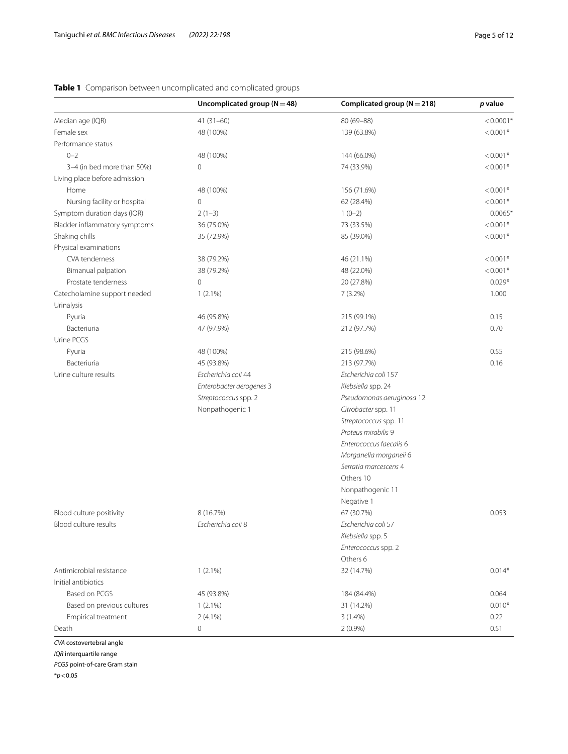**Table 1** Comparison between uncomplicated and complicated groups

| | Uncomplicated group (N = 48) | Complicated group (N = 218) | *p* value |
|---|---|---|---|
| Median age (IQR) | 41 (31–60) | 80 (69–88) | < 0.0001* |
| Female sex | 48 (100%) | 139 (63.8%) | < 0.001* |
| Performance status | | | |
| 0–2 | 48 (100%) | 144 (66.0%) | < 0.001* |
| 3–4 (in bed more than 50%) | 0 | 74 (33.9%) | < 0.001* |
| Living place before admission | | | |
| Home | 48 (100%) | 156 (71.6%) | < 0.001* |
| Nursing facility or hospital | 0 | 62 (28.4%) | < 0.001* |
| Symptom duration days (IQR) | 2 (1–3) | 1 (0–2) | 0.0065* |
| Bladder inflammatory symptoms | 36 (75.0%) | 73 (33.5%) | < 0.001* |
| Shaking chills | 35 (72.9%) | 85 (39.0%) | < 0.001* |
| Physical examinations | | | |
| CVA tenderness | 38 (79.2%) | 46 (21.1%) | < 0.001* |
| Bimanual palpation | 38 (79.2%) | 48 (22.0%) | < 0.001* |
| Prostate tenderness | 0 | 20 (27.8%) | 0.029* |
| Catecholamine support needed | 1 (2.1%) | 7 (3.2%) | 1.000 |
| Urinalysis | | | |
| Pyuria | 46 (95.8%) | 215 (99.1%) | 0.15 |
| Bacteriuria | 47 (97.9%) | 212 (97.7%) | 0.70 |
| Urine PCGS | | | |
| Pyuria | 48 (100%) | 215 (98.6%) | 0.55 |
| Bacteriuria | 45 (93.8%) | 213 (97.7%) | 0.16 |
| Urine culture results | *Escherichia coli* 44 | *Escherichia coli* 157 | |
| | *Enterobacter aerogenes* 3 | *Klebsiella* spp. 24 | |
| | *Streptococcus* spp. 2 | *Pseudomonas aeruginosa* 12 | |
| | Nonpathogenic 1 | *Citrobacter* spp. 11 | |
| | | *Streptococcus* spp. 11 | |
| | | *Proteus mirabilis* 9 | |
| | | *Enterococcus faecalis* 6 | |
| | | *Morganella morganeii* 6 | |
| | | *Serratia marcescens* 4 | |
| | | Others 10 | |
| | | Nonpathogenic 11 | |
| | | Negative 1 | |
| Blood culture positivity | 8 (16.7%) | 67 (30.7%) | 0.053 |
| Blood culture results | *Escherichia coli* 8 | *Escherichia coli* 57 | |
| | | *Klebsiella* spp. 5 | |
| | | *Enterococcus* spp. 2 | |
| | | Others 6 | |
| Antimicrobial resistance | 1 (2.1%) | 32 (14.7%) | 0.014* |
| Initial antibiotics | | | |
| Based on PCGS | 45 (93.8%) | 184 (84.4%) | 0.064 |
| Based on previous cultures | 1 (2.1%) | 31 (14.2%) | 0.010* |
| Empirical treatment | 2 (4.1%) | 3 (1.4%) | 0.22 |
| Death | 0 | 2 (0.9%) | 0.51 |

*CVA* costovertebral angle

*IQR* interquartile range

*PCGS* point-of-care Gram stain

*$p < 0.05$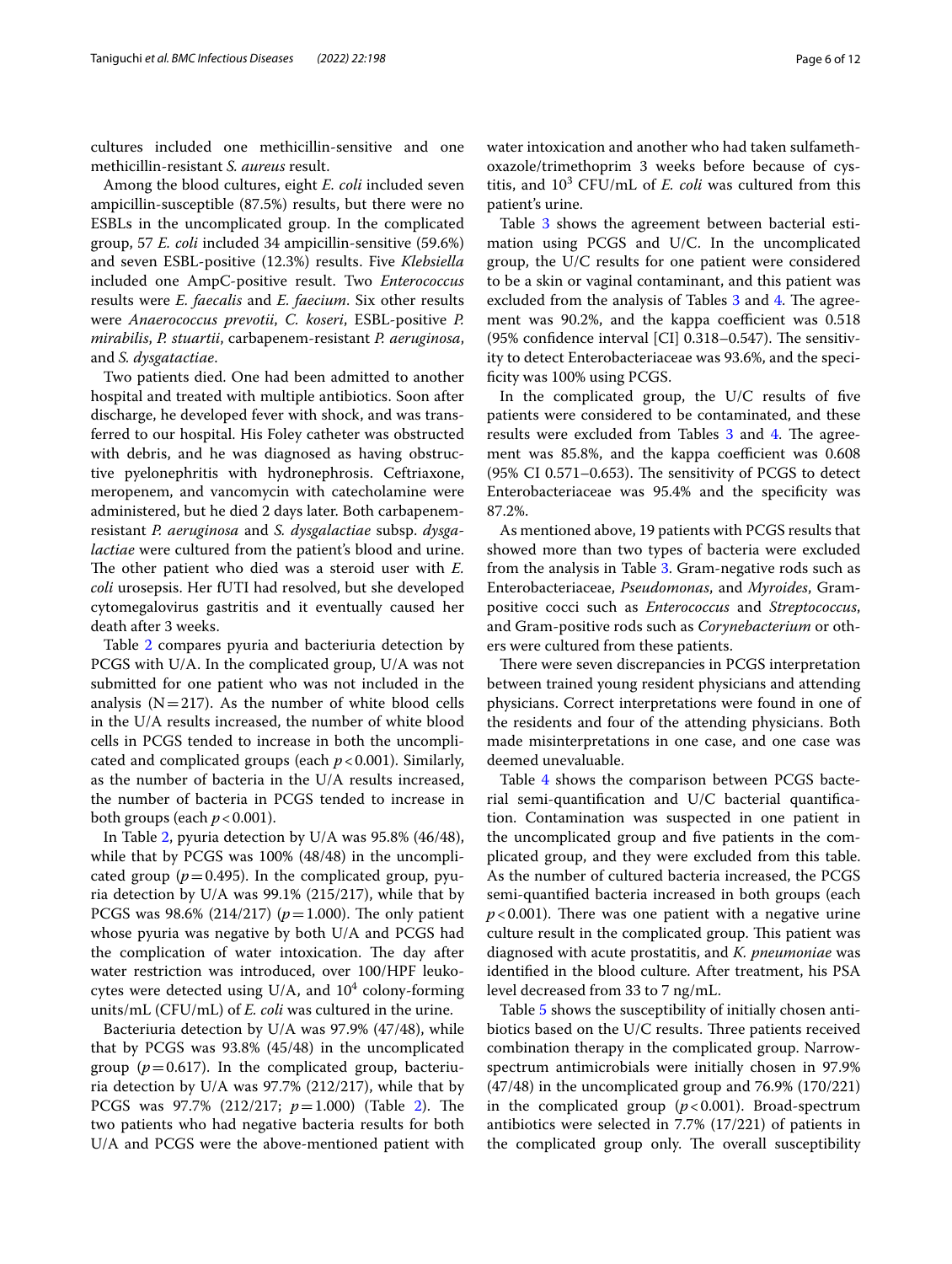cultures included one methicillin-sensitive and one methicillin-resistant *S. aureus* result.

Among the blood cultures, eight *E. coli* included seven ampicillin-susceptible (87.5%) results, but there were no ESBLs in the uncomplicated group. In the complicated group, 57 *E. coli* included 34 ampicillin-sensitive (59.6%) and seven ESBL-positive (12.3%) results. Five *Klebsiella* included one AmpC-positive result. Two *Enterococcus* results were *E. faecalis* and *E. faecium*. Six other results were *Anaerococcus prevotii*, *C. koseri*, ESBL-positive *P. mirabilis*, *P. stuartii*, carbapenem-resistant *P. aeruginosa*, and *S. dysgalactiae*.

Two patients died. One had been admitted to another hospital and treated with multiple antibiotics. Soon after discharge, he developed fever with shock, and was transferred to our hospital. His Foley catheter was obstructed with debris, and he was diagnosed as having obstructive pyelonephritis with hydronephrosis. Ceftriaxone, meropenem, and vancomycin with catecholamine were administered, but he died 2 days later. Both carbapenem-resistant *P. aeruginosa* and *S. dysgalactiae* subsp. *dysgalactiae* were cultured from the patient's blood and urine. The other patient who died was a steroid user with *E. coli* urosepsis. Her fUTI had resolved, but she developed cytomegalovirus gastritis and it eventually caused her death after 3 weeks.

Table 2 compares pyuria and bacteriuria detection by PCGS with U/A. In the complicated group, U/A was not submitted for one patient who was not included in the analysis (N = 217). As the number of white blood cells in the U/A results increased, the number of white blood cells in PCGS tended to increase in both the uncomplicated and complicated groups (each $p < 0.001$). Similarly, as the number of bacteria in the U/A results increased, the number of bacteria in PCGS tended to increase in both groups (each $p < 0.001$).

In Table 2, pyuria detection by U/A was 95.8% (46/48), while that by PCGS was 100% (48/48) in the uncomplicated group ($p = 0.495$). In the complicated group, pyuria detection by U/A was 99.1% (215/217), while that by PCGS was 98.6% (214/217) ($p = 1.000$). The only patient whose pyuria was negative by both U/A and PCGS had the complication of water intoxication. The day after water restriction was introduced, over 100/HPF leukocytes were detected using U/A, and $10^4$ colony-forming units/mL (CFU/mL) of *E. coli* was cultured in the urine.

Bacteriuria detection by U/A was 97.9% (47/48), while that by PCGS was 93.8% (45/48) in the uncomplicated group ($p = 0.617$). In the complicated group, bacteriuria detection by U/A was 97.7% (212/217), while that by PCGS was 97.7% (212/217; $p = 1.000$) (Table 2). The two patients who had negative bacteria results for both U/A and PCGS were the above-mentioned patient with water intoxication and another who had taken sulfamethoxazole/trimethoprim 3 weeks before because of cystitis, and $10^3$ CFU/mL of *E. coli* was cultured from this patient's urine.

Table 3 shows the agreement between bacterial estimation using PCGS and U/C. In the uncomplicated group, the U/C results for one patient were considered to be a skin or vaginal contaminant, and this patient was excluded from the analysis of Tables 3 and 4. The agreement was 90.2%, and the kappa coefficient was 0.518 (95% confidence interval [CI] 0.318–0.547). The sensitivity to detect Enterobacteriaceae was 93.6%, and the specificity was 100% using PCGS.

In the complicated group, the U/C results of five patients were considered to be contaminated, and these results were excluded from Tables 3 and 4. The agreement was 85.8%, and the kappa coefficient was 0.608 (95% CI 0.571–0.653). The sensitivity of PCGS to detect Enterobacteriaceae was 95.4% and the specificity was 87.2%.

As mentioned above, 19 patients with PCGS results that showed more than two types of bacteria were excluded from the analysis in Table 3. Gram-negative rods such as Enterobacteriaceae, *Pseudomonas*, and *Myroides*, Gram-positive cocci such as *Enterococcus* and *Streptococcus*, and Gram-positive rods such as *Corynebacterium* or others were cultured from these patients.

There were seven discrepancies in PCGS interpretation between trained young resident physicians and attending physicians. Correct interpretations were found in one of the residents and four of the attending physicians. Both made misinterpretations in one case, and one case was deemed unevaluable.

Table 4 shows the comparison between PCGS bacterial semi-quantification and U/C bacterial quantification. Contamination was suspected in one patient in the uncomplicated group and five patients in the complicated group, and they were excluded from this table. As the number of cultured bacteria increased, the PCGS semi-quantified bacteria increased in both groups (each $p < 0.001$). There was one patient with a negative urine culture result in the complicated group. This patient was diagnosed with acute prostatitis, and *K. pneumoniae* was identified in the blood culture. After treatment, his PSA level decreased from 33 to 7 ng/mL.

Table 5 shows the susceptibility of initially chosen antibiotics based on the U/C results. Three patients received combination therapy in the complicated group. Narrow-spectrum antimicrobials were initially chosen in 97.9% (47/48) in the uncomplicated group and 76.9% (170/221) in the complicated group ($p < 0.001$). Broad-spectrum antibiotics were selected in 7.7% (17/221) of patients in the complicated group only. The overall susceptibility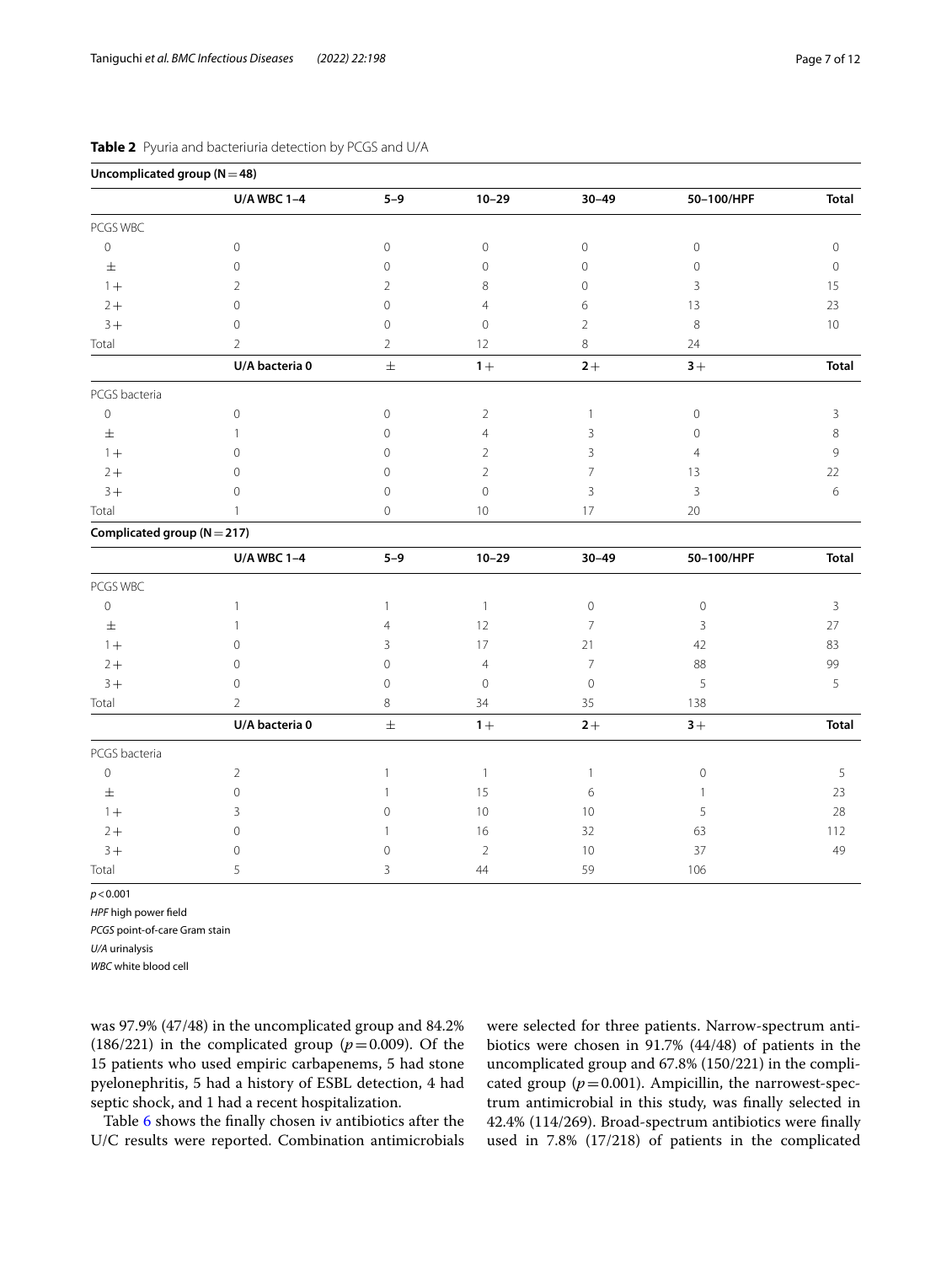**Table 2** Pyuria and bacteriuria detection by PCGS and U/A

| **Uncomplicated group (N = 48)** | | | | | | |
|---|---|---|---|---|---|---|
| | **U/A WBC 1–4** | **5–9** | **10–29** | **30–49** | **50–100/HPF** | **Total** |
| PCGS WBC | | | | | | |
| 0 | 0 | 0 | 0 | 0 | 0 | 0 |
| ± | 0 | 0 | 0 | 0 | 0 | 0 |
| 1+ | 2 | 2 | 8 | 0 | 3 | 15 |
| 2+ | 0 | 0 | 4 | 6 | 13 | 23 |
| 3+ | 0 | 0 | 0 | 2 | 8 | 10 |
| Total | 2 | 2 | 12 | 8 | 24 | |
| | **U/A bacteria 0** | **±** | **1+** | **2+** | **3+** | **Total** |
| PCGS bacteria | | | | | | |
| 0 | 0 | 0 | 2 | 1 | 0 | 3 |
| ± | 1 | 0 | 4 | 3 | 0 | 8 |
| 1+ | 0 | 0 | 2 | 3 | 4 | 9 |
| 2+ | 0 | 0 | 2 | 7 | 13 | 22 |
| 3+ | 0 | 0 | 0 | 3 | 3 | 6 |
| Total | 1 | 0 | 10 | 17 | 20 | |
| **Complicated group (N = 217)** | | | | | | |
| | **U/A WBC 1–4** | **5–9** | **10–29** | **30–49** | **50–100/HPF** | **Total** |
| PCGS WBC | | | | | | |
| 0 | 1 | 1 | 1 | 0 | 0 | 3 |
| ± | 1 | 4 | 12 | 7 | 3 | 27 |
| 1+ | 0 | 3 | 17 | 21 | 42 | 83 |
| 2+ | 0 | 0 | 4 | 7 | 88 | 99 |
| 3+ | 0 | 0 | 0 | 0 | 5 | 5 |
| Total | 2 | 8 | 34 | 35 | 138 | |
| | **U/A bacteria 0** | **±** | **1+** | **2+** | **3+** | **Total** |
| PCGS bacteria | | | | | | |
| 0 | 2 | 1 | 1 | 1 | 0 | 5 |
| ± | 0 | 1 | 15 | 6 | 1 | 23 |
| 1+ | 3 | 0 | 10 | 10 | 5 | 28 |
| 2+ | 0 | 1 | 16 | 32 | 63 | 112 |
| 3+ | 0 | 0 | 2 | 10 | 37 | 49 |
| Total | 5 | 3 | 44 | 59 | 106 | |

$p < 0.001$

*HPF* high power field

*PCGS* point-of-care Gram stain

*U/A* urinalysis

*WBC* white blood cell

was 97.9% (47/48) in the uncomplicated group and 84.2% (186/221) in the complicated group ($p = 0.009$). Of the 15 patients who used empiric carbapenems, 5 had stone pyelonephritis, 5 had a history of ESBL detection, 4 had septic shock, and 1 had a recent hospitalization.

Table 6 shows the finally chosen iv antibiotics after the U/C results were reported. Combination antimicrobials were selected for three patients. Narrow-spectrum antibiotics were chosen in 91.7% (44/48) of patients in the uncomplicated group and 67.8% (150/221) in the complicated group ($p = 0.001$). Ampicillin, the narrowest-spectrum antimicrobial in this study, was finally selected in 42.4% (114/269). Broad-spectrum antibiotics were finally used in 7.8% (17/218) of patients in the complicated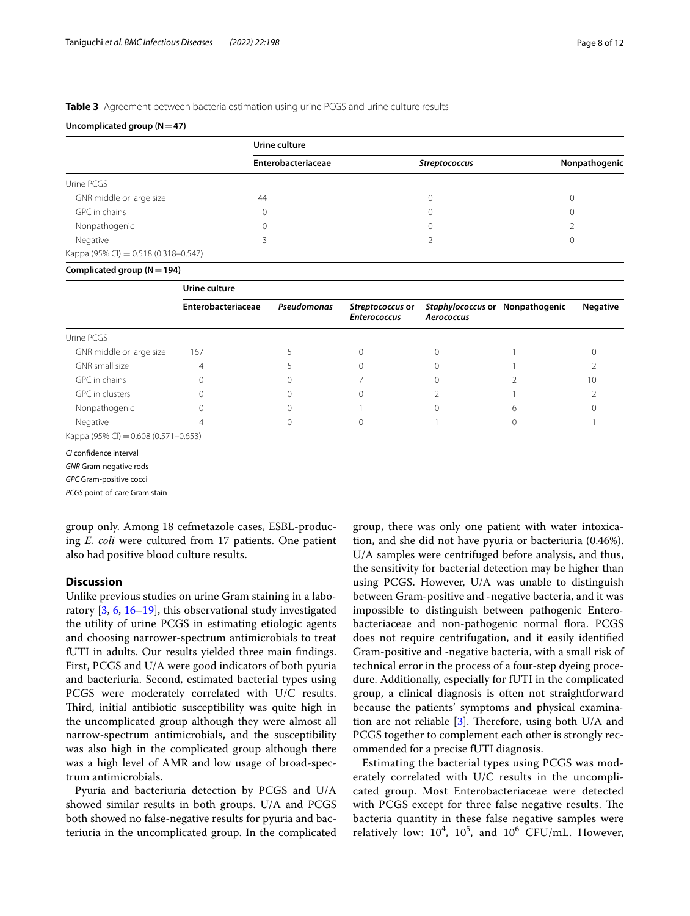**Table 3** Agreement between bacteria estimation using urine PCGS and urine culture results

**Uncomplicated group (N = 47)**

| | Urine culture | | |
|---|---|---|---|
| | **Enterobacteriaceae** | ***Streptococcus*** | **Nonpathogenic** |
| Urine PCGS | | | |
| GNR middle or large size | 44 | 0 | 0 |
| GPC in chains | 0 | 0 | 0 |
| Nonpathogenic | 0 | 0 | 2 |
| Negative | 3 | 2 | 0 |
| Kappa (95% CI) = 0.518 (0.318–0.547) | | | |

**Complicated group (N = 194)**

| | Urine culture | | | | | |
|---|---|---|---|---|---|---|
| | **Enterobacteriaceae** | ***Pseudomonas*** | ***Streptococcus* or *Enterococcus*** | ***Staphylococcus* or *Aerococcus*** | **Nonpathogenic** | **Negative** |
| Urine PCGS | | | | | | |
| GNR middle or large size | 167 | 5 | 0 | 0 | 1 | 0 |
| GNR small size | 4 | 5 | 0 | 0 | 1 | 2 |
| GPC in chains | 0 | 0 | 7 | 0 | 2 | 10 |
| GPC in clusters | 0 | 0 | 0 | 2 | 1 | 2 |
| Nonpathogenic | 0 | 0 | 1 | 0 | 6 | 0 |
| Negative | 4 | 0 | 0 | 1 | 0 | 1 |
| Kappa (95% CI) = 0.608 (0.571–0.653) | | | | | | |

*CI* confidence interval

*GNR* Gram-negative rods

*GPC* Gram-positive cocci

*PCGS* point-of-care Gram stain

group only. Among 18 cefmetazole cases, ESBL-producing *E. coli* were cultured from 17 patients. One patient also had positive blood culture results.

## Discussion

Unlike previous studies on urine Gram staining in a laboratory [3, 6, 16–19], this observational study investigated the utility of urine PCGS in estimating etiologic agents and choosing narrower-spectrum antimicrobials to treat fUTI in adults. Our results yielded three main findings. First, PCGS and U/A were good indicators of both pyuria and bacteriuria. Second, estimated bacterial types using PCGS were moderately correlated with U/C results. Third, initial antibiotic susceptibility was quite high in the uncomplicated group although they were almost all narrow-spectrum antimicrobials, and the susceptibility was also high in the complicated group although there was a high level of AMR and low usage of broad-spectrum antimicrobials.

Pyuria and bacteriuria detection by PCGS and U/A showed similar results in both groups. U/A and PCGS both showed no false-negative results for pyuria and bacteriuria in the uncomplicated group. In the complicated group, there was only one patient with water intoxication, and she did not have pyuria or bacteriuria (0.46%). U/A samples were centrifuged before analysis, and thus, the sensitivity for bacterial detection may be higher than using PCGS. However, U/A was unable to distinguish between Gram-positive and -negative bacteria, and it was impossible to distinguish between pathogenic Enterobacteriaceae and non-pathogenic normal flora. PCGS does not require centrifugation, and it easily identified Gram-positive and -negative bacteria, with a small risk of technical error in the process of a four-step dyeing procedure. Additionally, especially for fUTI in the complicated group, a clinical diagnosis is often not straightforward because the patients' symptoms and physical examination are not reliable [3]. Therefore, using both U/A and PCGS together to complement each other is strongly recommended for a precise fUTI diagnosis.

Estimating the bacterial types using PCGS was moderately correlated with U/C results in the uncomplicated group. Most Enterobacteriaceae were detected with PCGS except for three false negative results. The bacteria quantity in these false negative samples were relatively low: $10^4$, $10^5$, and $10^6$ CFU/mL. However,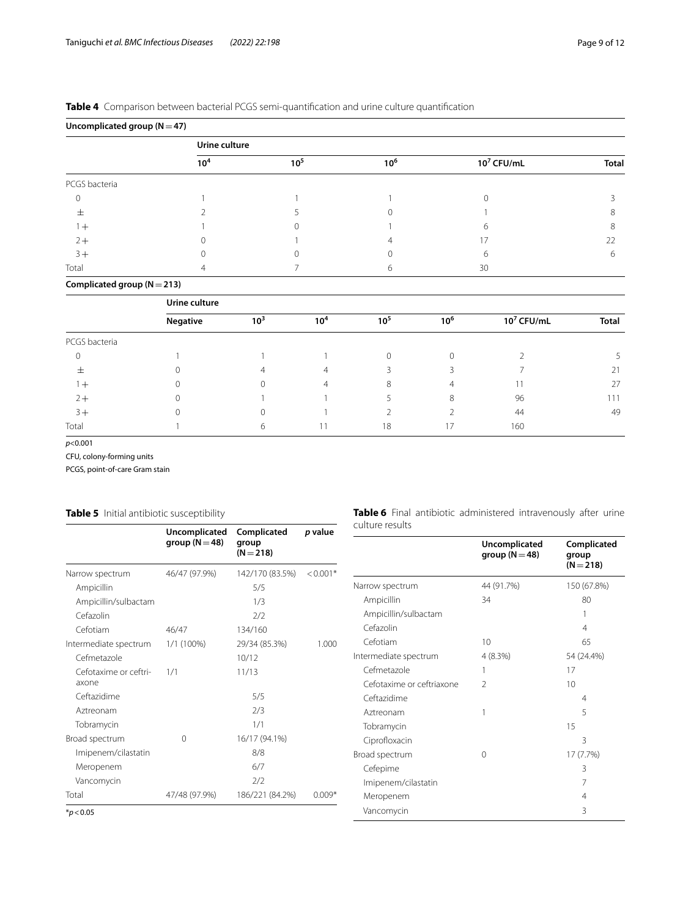**Table 4** Comparison between bacterial PCGS semi-quantification and urine culture quantification

**Uncomplicated group (N = 47)**

| | Urine culture | | | | |
|---|---|---|---|---|---|
| | $10^4$ | $10^5$ | $10^6$ | $10^7$ CFU/mL | Total |
| PCGS bacteria | | | | | |
| 0 | 1 | 1 | 1 | 0 | 3 |
| ± | 2 | 5 | 0 | 1 | 8 |
| 1+ | 1 | 0 | 1 | 6 | 8 |
| 2+ | 0 | 1 | 4 | 17 | 22 |
| 3+ | 0 | 0 | 0 | 6 | 6 |
| Total | 4 | 7 | 6 | 30 | |

**Complicated group (N = 213)**

| | Urine culture | | | | | | |
|---|---|---|---|---|---|---|---|
| | Negative | $10^3$ | $10^4$ | $10^5$ | $10^6$ | $10^7$ CFU/mL | Total |
| PCGS bacteria | | | | | | | |
| 0 | 1 | 1 | 1 | 0 | 0 | 2 | 5 |
| ± | 0 | 4 | 4 | 3 | 3 | 7 | 21 |
| 1+ | 0 | 0 | 4 | 8 | 4 | 11 | 27 |
| 2+ | 0 | 1 | 1 | 5 | 8 | 96 | 111 |
| 3+ | 0 | 0 | 1 | 2 | 2 | 44 | 49 |
| Total | 1 | 6 | 11 | 18 | 17 | 160 | |

$p<0.001$

CFU, colony-forming units

PCGS, point-of-care Gram stain

**Table 5** Initial antibiotic susceptibility

| | Uncomplicated group (N = 48) | Complicated group (N = 218) | *p* value |
|---|---|---|---|
| Narrow spectrum | 46/47 (97.9%) | 142/170 (83.5%) | < 0.001* |
| Ampicillin | | 5/5 | |
| Ampicillin/sulbactam | | 1/3 | |
| Cefazolin | | 2/2 | |
| Cefotiam | 46/47 | 134/160 | |
| Intermediate spectrum | 1/1 (100%) | 29/34 (85.3%) | 1.000 |
| Cefmetazole | | 10/12 | |
| Cefotaxime or ceftriaxone | 1/1 | 11/13 | |
| Ceftazidime | | 5/5 | |
| Aztreonam | | 2/3 | |
| Tobramycin | | 1/1 | |
| Broad spectrum | 0 | 16/17 (94.1%) | |
| Imipenem/cilastatin | | 8/8 | |
| Meropenem | | 6/7 | |
| Vancomycin | | 2/2 | |
| Total | 47/48 (97.9%) | 186/221 (84.2%) | 0.009* |

*$p < 0.05$

**Table 6** Final antibiotic administered intravenously after urine culture results

| | Uncomplicated group (N = 48) | Complicated group (N = 218) |
|---|---|---|
| Narrow spectrum | 44 (91.7%) | 150 (67.8%) |
| Ampicillin | 34 | 80 |
| Ampicillin/sulbactam | | 1 |
| Cefazolin | | 4 |
| Cefotiam | 10 | 65 |
| Intermediate spectrum | 4 (8.3%) | 54 (24.4%) |
| Cefmetazole | 1 | 17 |
| Cefotaxime or ceftriaxone | 2 | 10 |
| Ceftazidime | | 4 |
| Aztreonam | 1 | 5 |
| Tobramycin | | 15 |
| Ciprofloxacin | | 3 |
| Broad spectrum | 0 | 17 (7.7%) |
| Cefepime | | 3 |
| Imipenem/cilastatin | | 7 |
| Meropenem | | 4 |
| Vancomycin | | 3 |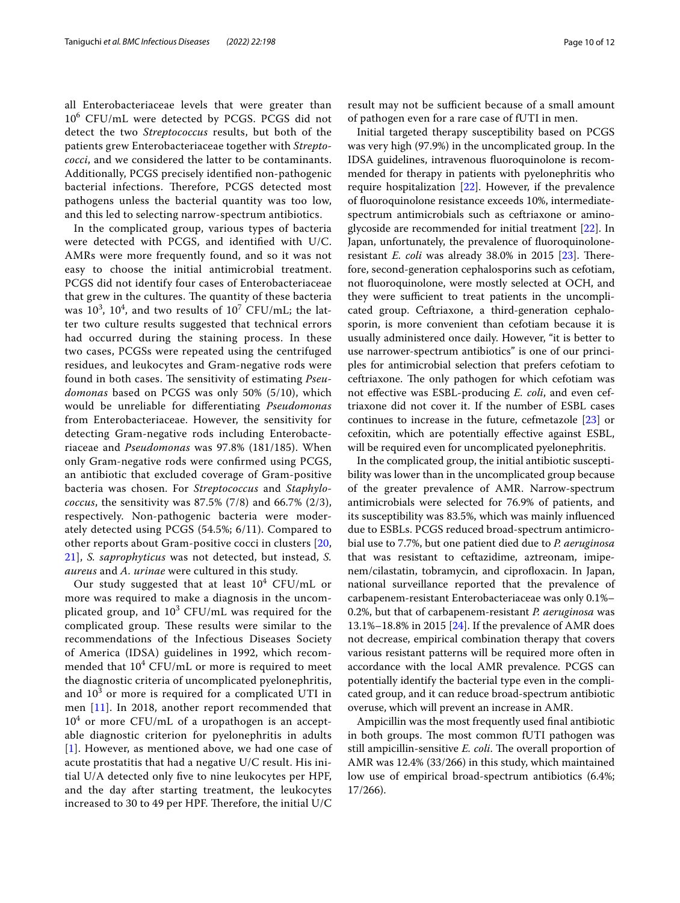all Enterobacteriaceae levels that were greater than $10^6$ CFU/mL were detected by PCGS. PCGS did not detect the two *Streptococcus* results, but both of the patients grew Enterobacteriaceae together with *Streptococci*, and we considered the latter to be contaminants. Additionally, PCGS precisely identified non-pathogenic bacterial infections. Therefore, PCGS detected most pathogens unless the bacterial quantity was too low, and this led to selecting narrow-spectrum antibiotics.

In the complicated group, various types of bacteria were detected with PCGS, and identified with U/C. AMRs were more frequently found, and so it was not easy to choose the initial antimicrobial treatment. PCGS did not identify four cases of Enterobacteriaceae that grew in the cultures. The quantity of these bacteria was $10^3$, $10^4$, and two results of $10^7$ CFU/mL; the latter two culture results suggested that technical errors had occurred during the staining process. In these two cases, PCGSs were repeated using the centrifuged residues, and leukocytes and Gram-negative rods were found in both cases. The sensitivity of estimating *Pseudomonas* based on PCGS was only 50% (5/10), which would be unreliable for differentiating *Pseudomonas* from Enterobacteriaceae. However, the sensitivity for detecting Gram-negative rods including Enterobacteriaceae and *Pseudomonas* was 97.8% (181/185). When only Gram-negative rods were confirmed using PCGS, an antibiotic that excluded coverage of Gram-positive bacteria was chosen. For *Streptococcus* and *Staphylococcus*, the sensitivity was 87.5% (7/8) and 66.7% (2/3), respectively. Non-pathogenic bacteria were moderately detected using PCGS (54.5%; 6/11). Compared to other reports about Gram-positive cocci in clusters [20, 21], *S. saprophyticus* was not detected, but instead, *S. aureus* and *A. urinae* were cultured in this study.

Our study suggested that at least $10^4$ CFU/mL or more was required to make a diagnosis in the uncomplicated group, and $10^3$ CFU/mL was required for the complicated group. These results were similar to the recommendations of the Infectious Diseases Society of America (IDSA) guidelines in 1992, which recommended that $10^4$ CFU/mL or more is required to meet the diagnostic criteria of uncomplicated pyelonephritis, and $10^3$ or more is required for a complicated UTI in men [11]. In 2018, another report recommended that $10^4$ or more CFU/mL of a uropathogen is an acceptable diagnostic criterion for pyelonephritis in adults [1]. However, as mentioned above, we had one case of acute prostatitis that had a negative U/C result. His initial U/A detected only five to nine leukocytes per HPF, and the day after starting treatment, the leukocytes increased to 30 to 49 per HPF. Therefore, the initial U/C result may not be sufficient because of a small amount of pathogen even for a rare case of fUTI in men.

Initial targeted therapy susceptibility based on PCGS was very high (97.9%) in the uncomplicated group. In the IDSA guidelines, intravenous fluoroquinolone is recommended for therapy in patients with pyelonephritis who require hospitalization [22]. However, if the prevalence of fluoroquinolone resistance exceeds 10%, intermediate-spectrum antimicrobials such as ceftriaxone or aminoglycoside are recommended for initial treatment [22]. In Japan, unfortunately, the prevalence of fluoroquinolone-resistant *E. coli* was already 38.0% in 2015 [23]. Therefore, second-generation cephalosporins such as cefotiam, not fluoroquinolone, were mostly selected at OCH, and they were sufficient to treat patients in the uncomplicated group. Ceftriaxone, a third-generation cephalosporin, is more convenient than cefotiam because it is usually administered once daily. However, "it is better to use narrower-spectrum antibiotics" is one of our principles for antimicrobial selection that prefers cefotiam to ceftriaxone. The only pathogen for which cefotiam was not effective was ESBL-producing *E. coli*, and even ceftriaxone did not cover it. If the number of ESBL cases continues to increase in the future, cefmetazole [23] or cefoxitin, which are potentially effective against ESBL, will be required even for uncomplicated pyelonephritis.

In the complicated group, the initial antibiotic susceptibility was lower than in the uncomplicated group because of the greater prevalence of AMR. Narrow-spectrum antimicrobials were selected for 76.9% of patients, and its susceptibility was 83.5%, which was mainly influenced due to ESBLs. PCGS reduced broad-spectrum antimicrobial use to 7.7%, but one patient died due to *P. aeruginosa* that was resistant to ceftazidime, aztreonam, imipenem/cilastatin, tobramycin, and ciprofloxacin. In Japan, national surveillance reported that the prevalence of carbapenem-resistant Enterobacteriaceae was only 0.1%–0.2%, but that of carbapenem-resistant *P. aeruginosa* was 13.1%–18.8% in 2015 [24]. If the prevalence of AMR does not decrease, empirical combination therapy that covers various resistant patterns will be required more often in accordance with the local AMR prevalence. PCGS can potentially identify the bacterial type even in the complicated group, and it can reduce broad-spectrum antibiotic overuse, which will prevent an increase in AMR.

Ampicillin was the most frequently used final antibiotic in both groups. The most common fUTI pathogen was still ampicillin-sensitive *E. coli*. The overall proportion of AMR was 12.4% (33/266) in this study, which maintained low use of empirical broad-spectrum antibiotics (6.4%; 17/266).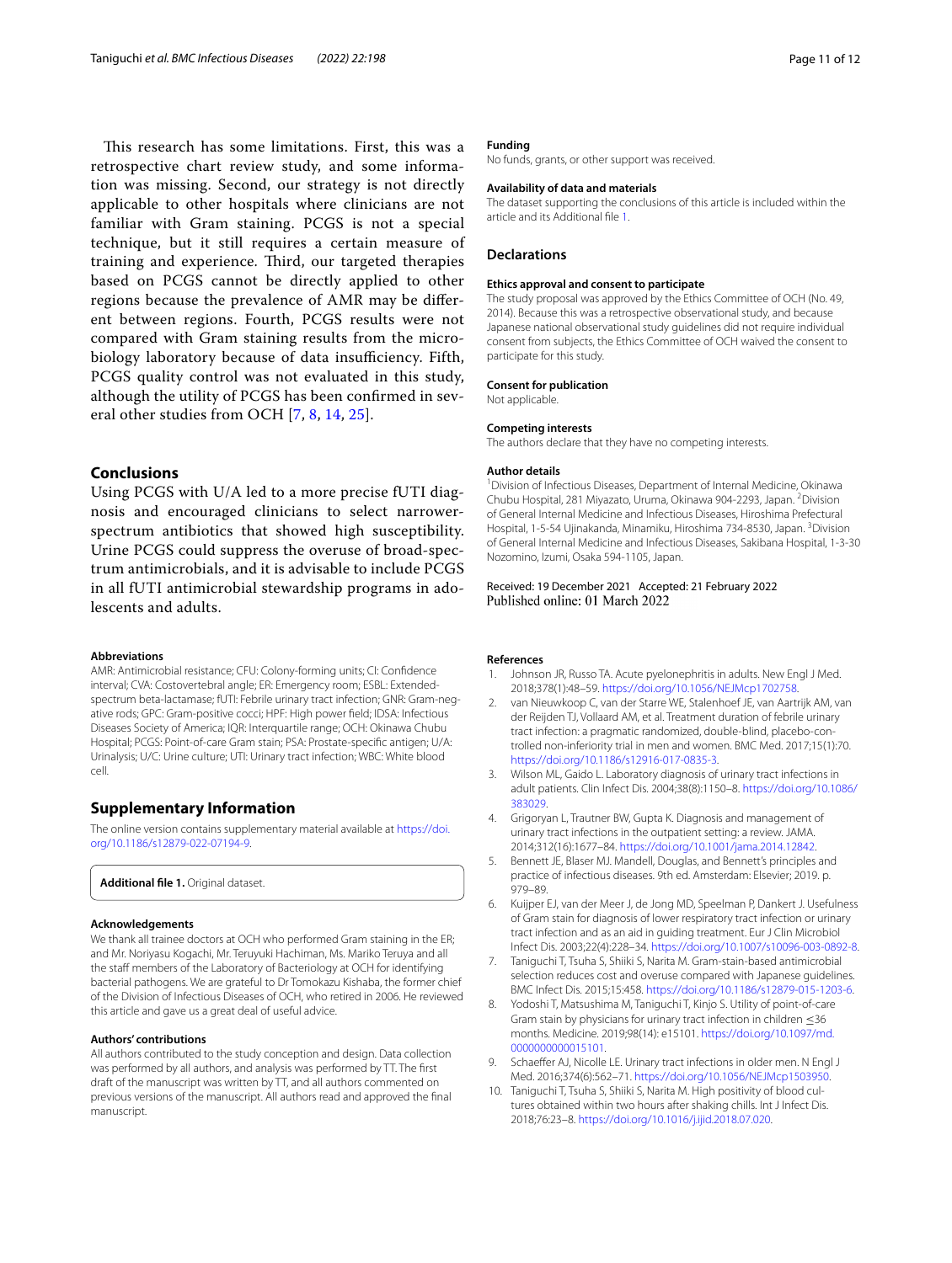This research has some limitations. First, this was a retrospective chart review study, and some information was missing. Second, our strategy is not directly applicable to other hospitals where clinicians are not familiar with Gram staining. PCGS is not a special technique, but it still requires a certain measure of training and experience. Third, our targeted therapies based on PCGS cannot be directly applied to other regions because the prevalence of AMR may be different between regions. Fourth, PCGS results were not compared with Gram staining results from the microbiology laboratory because of data insufficiency. Fifth, PCGS quality control was not evaluated in this study, although the utility of PCGS has been confirmed in several other studies from OCH [7, 8, 14, 25].

## Conclusions

Using PCGS with U/A led to a more precise fUTI diagnosis and encouraged clinicians to select narrower-spectrum antibiotics that showed high susceptibility. Urine PCGS could suppress the overuse of broad-spectrum antimicrobials, and it is advisable to include PCGS in all fUTI antimicrobial stewardship programs in adolescents and adults.

#### Abbreviations

AMR: Antimicrobial resistance; CFU: Colony-forming units; CI: Confidence interval; CVA: Costovertebral angle; ER: Emergency room; ESBL: Extended-spectrum beta-lactamase; fUTI: Febrile urinary tract infection; GNR: Gram-negative rods; GPC: Gram-positive cocci; HPF: High power field; IDSA: Infectious Diseases Society of America; IQR: Interquartile range; OCH: Okinawa Chubu Hospital; PCGS: Point-of-care Gram stain; PSA: Prostate-specific antigen; U/A: Urinalysis; U/C: Urine culture; UTI: Urinary tract infection; WBC: White blood cell.

## Supplementary Information

The online version contains supplementary material available at https://doi.org/10.1186/s12879-022-07194-9.

**Additional file 1.** Original dataset.

#### Acknowledgements

We thank all trainee doctors at OCH who performed Gram staining in the ER; and Mr. Noriyasu Kogachi, Mr. Teruyuki Hachiman, Ms. Mariko Teruya and all the staff members of the Laboratory of Bacteriology at OCH for identifying bacterial pathogens. We are grateful to Dr Tomokazu Kishaba, the former chief of the Division of Infectious Diseases of OCH, who retired in 2006. He reviewed this article and gave us a great deal of useful advice.

#### Authors' contributions

All authors contributed to the study conception and design. Data collection was performed by all authors, and analysis was performed by TT. The first draft of the manuscript was written by TT, and all authors commented on previous versions of the manuscript. All authors read and approved the final manuscript.

#### Funding

No funds, grants, or other support was received.

#### Availability of data and materials

The dataset supporting the conclusions of this article is included within the article and its Additional file 1.

### Declarations

#### Ethics approval and consent to participate

The study proposal was approved by the Ethics Committee of OCH (No. 49, 2014). Because this was a retrospective observational study, and because Japanese national observational study guidelines did not require individual consent from subjects, the Ethics Committee of OCH waived the consent to participate for this study.

#### Consent for publication

Not applicable.

#### Competing interests

The authors declare that they have no competing interests.

#### Author details

[1] Division of Infectious Diseases, Department of Internal Medicine, Okinawa Chubu Hospital, 281 Miyazato, Uruma, Okinawa 904-2293, Japan. [2] Division of General Internal Medicine and Infectious Diseases, Hiroshima Prefectural Hospital, 1-5-54 Ujinakanda, Minamiku, Hiroshima 734-8530, Japan. [3] Division of General Internal Medicine and Infectious Diseases, Sakibana Hospital, 1-3-30 Nozomino, Izumi, Osaka 594-1105, Japan.

Received: 19 December 2021 Accepted: 21 February 2022
Published online: 01 March 2022

#### References

1. Johnson JR, Russo TA. Acute pyelonephritis in adults. New Engl J Med. 2018;378(1):48–59. https://doi.org/10.1056/NEJMcp1702758.
2. van Nieuwkoop C, van der Starre WE, Stalenhoef JE, van Aartrijk AM, van der Reijden TJ, Vollaard AM, et al. Treatment duration of febrile urinary tract infection: a pragmatic randomized, double-blind, placebo-controlled non-inferiority trial in men and women. BMC Med. 2017;15(1):70. https://doi.org/10.1186/s12916-017-0835-3.
3. Wilson ML, Gaido L. Laboratory diagnosis of urinary tract infections in adult patients. Clin Infect Dis. 2004;38(8):1150–8. https://doi.org/10.1086/383029.
4. Grigoryan L, Trautner BW, Gupta K. Diagnosis and management of urinary tract infections in the outpatient setting: a review. JAMA. 2014;312(16):1677–84. https://doi.org/10.1001/jama.2014.12842.
5. Bennett JE, Blaser MJ. Mandell, Douglas, and Bennett's principles and practice of infectious diseases. 9th ed. Amsterdam: Elsevier; 2019. p. 979–89.
6. Kuijper EJ, van der Meer J, de Jong MD, Speelman P, Dankert J. Usefulness of Gram stain for diagnosis of lower respiratory tract infection or urinary tract infection and as an aid in guiding treatment. Eur J Clin Microbiol Infect Dis. 2003;22(4):228–34. https://doi.org/10.1007/s10096-003-0892-8.
7. Taniguchi T, Tsuha S, Shiiki S, Narita M. Gram-stain-based antimicrobial selection reduces cost and overuse compared with Japanese guidelines. BMC Infect Dis. 2015;15:458. https://doi.org/10.1186/s12879-015-1203-6.
8. Yodoshi T, Matsushima M, Taniguchi T, Kinjo S. Utility of point-of-care Gram stain by physicians for urinary tract infection in children ≤36 months. Medicine. 2019;98(14): e15101. https://doi.org/10.1097/md.0000000000015101.
9. Schaeffer AJ, Nicolle LE. Urinary tract infections in older men. N Engl J Med. 2016;374(6):562–71. https://doi.org/10.1056/NEJMcp1503950.
10. Taniguchi T, Tsuha S, Shiiki S, Narita M. High positivity of blood cultures obtained within two hours after shaking chills. Int J Infect Dis. 2018;76:23–8. https://doi.org/10.1016/j.ijid.2018.07.020.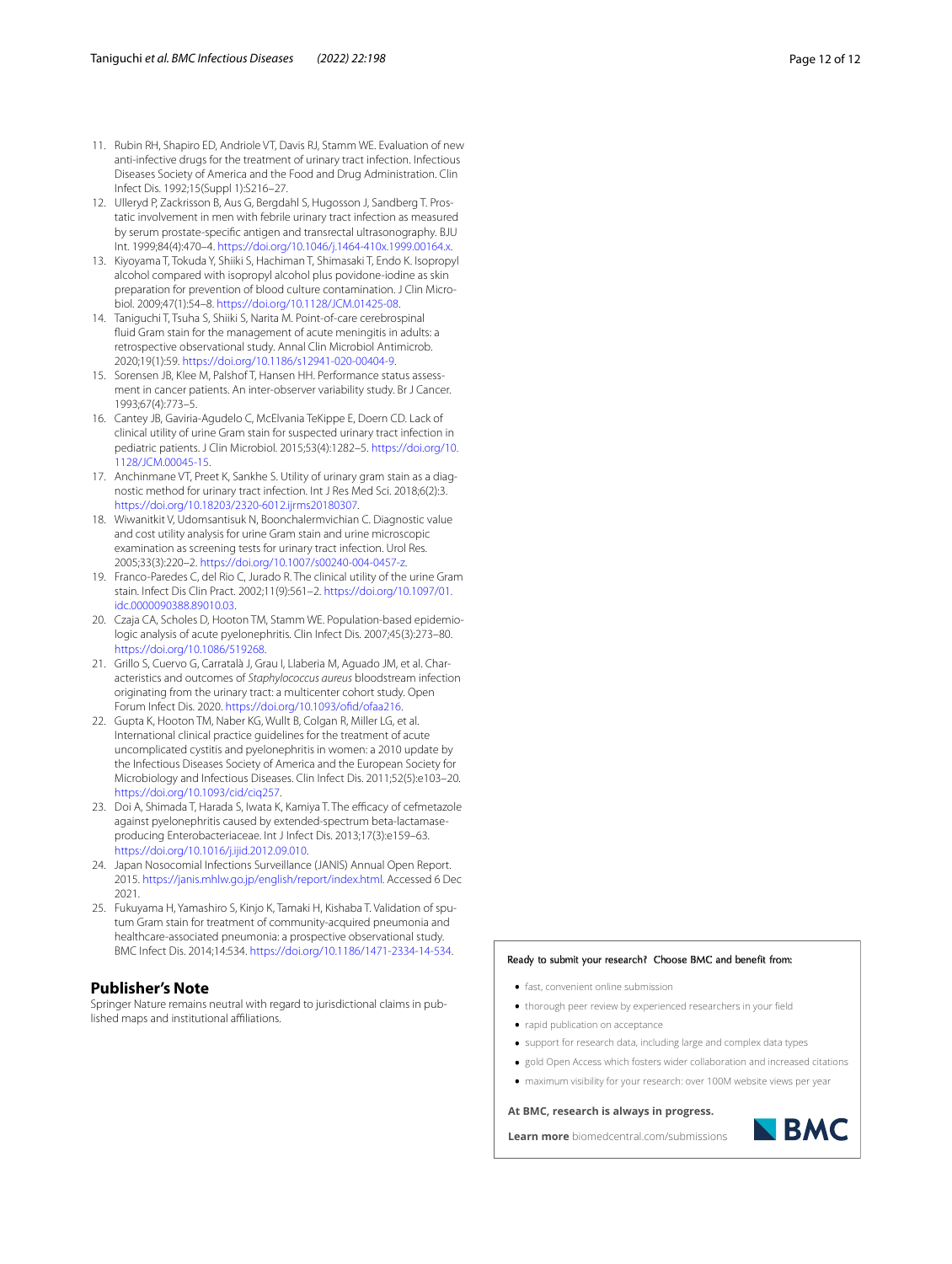11. Rubin RH, Shapiro ED, Andriole VT, Davis RJ, Stamm WE. Evaluation of new anti-infective drugs for the treatment of urinary tract infection. Infectious Diseases Society of America and the Food and Drug Administration. Clin Infect Dis. 1992;15(Suppl 1):S216–27.
12. Ulleryd P, Zackrisson B, Aus G, Bergdahl S, Hugosson J, Sandberg T. Prostatic involvement in men with febrile urinary tract infection as measured by serum prostate-specific antigen and transrectal ultrasonography. BJU Int. 1999;84(4):470–4. https://doi.org/10.1046/j.1464-410x.1999.00164.x.
13. Kiyoyama T, Tokuda Y, Shiiki S, Hachiman T, Shimasaki T, Endo K. Isopropyl alcohol compared with isopropyl alcohol plus povidone-iodine as skin preparation for prevention of blood culture contamination. J Clin Microbiol. 2009;47(1):54–8. https://doi.org/10.1128/JCM.01425-08.
14. Taniguchi T, Tsuha S, Shiiki S, Narita M. Point-of-care cerebrospinal fluid Gram stain for the management of acute meningitis in adults: a retrospective observational study. Annal Clin Microbiol Antimicrob. 2020;19(1):59. https://doi.org/10.1186/s12941-020-00404-9.
15. Sorensen JB, Klee M, Palshof T, Hansen HH. Performance status assessment in cancer patients. An inter-observer variability study. Br J Cancer. 1993;67(4):773–5.
16. Cantey JB, Gaviria-Agudelo C, McElvania TeKippe E, Doern CD. Lack of clinical utility of urine Gram stain for suspected urinary tract infection in pediatric patients. J Clin Microbiol. 2015;53(4):1282–5. https://doi.org/10.1128/JCM.00045-15.
17. Anchinmane VT, Preet K, Sankhe S. Utility of urinary gram stain as a diagnostic method for urinary tract infection. Int J Res Med Sci. 2018;6(2):3. https://doi.org/10.18203/2320-6012.ijrms20180307.
18. Wiwanitkit V, Udomsantisuk N, Boonchalermvichian C. Diagnostic value and cost utility analysis for urine Gram stain and urine microscopic examination as screening tests for urinary tract infection. Urol Res. 2005;33(3):220–2. https://doi.org/10.1007/s00240-004-0457-z.
19. Franco-Paredes C, del Rio C, Jurado R. The clinical utility of the urine Gram stain. Infect Dis Clin Pract. 2002;11(9):561–2. https://doi.org/10.1097/01.idc.0000090388.89010.03.
20. Czaja CA, Scholes D, Hooton TM, Stamm WE. Population-based epidemiologic analysis of acute pyelonephritis. Clin Infect Dis. 2007;45(3):273–80. https://doi.org/10.1086/519268.
21. Grillo S, Cuervo G, Carratalà J, Grau I, Llaberia M, Aguado JM, et al. Characteristics and outcomes of *Staphylococcus aureus* bloodstream infection originating from the urinary tract: a multicenter cohort study. Open Forum Infect Dis. 2020. https://doi.org/10.1093/ofid/ofaa216.
22. Gupta K, Hooton TM, Naber KG, Wullt B, Colgan R, Miller LG, et al. International clinical practice guidelines for the treatment of acute uncomplicated cystitis and pyelonephritis in women: a 2010 update by the Infectious Diseases Society of America and the European Society for Microbiology and Infectious Diseases. Clin Infect Dis. 2011;52(5):e103–20. https://doi.org/10.1093/cid/ciq257.
23. Doi A, Shimada T, Harada S, Iwata K, Kamiya T. The efficacy of cefmetazole against pyelonephritis caused by extended-spectrum beta-lactamase-producing Enterobacteriaceae. Int J Infect Dis. 2013;17(3):e159–63. https://doi.org/10.1016/j.ijid.2012.09.010.
24. Japan Nosocomial Infections Surveillance (JANIS) Annual Open Report. 2015. https://janis.mhlw.go.jp/english/report/index.html. Accessed 6 Dec 2021.
25. Fukuyama H, Yamashiro S, Kinjo K, Tamaki H, Kishaba T. Validation of sputum Gram stain for treatment of community-acquired pneumonia and healthcare-associated pneumonia: a prospective observational study. BMC Infect Dis. 2014;14:534. https://doi.org/10.1186/1471-2334-14-534.

## Publisher's Note

Springer Nature remains neutral with regard to jurisdictional claims in published maps and institutional affiliations.

Ready to submit your research? Choose BMC and benefit from:

- fast, convenient online submission
- thorough peer review by experienced researchers in your field
- rapid publication on acceptance
- support for research data, including large and complex data types
- gold Open Access which fosters wider collaboration and increased citations
- maximum visibility for your research: over 100M website views per year

**At BMC, research is always in progress.**

**Learn more** biomedcentral.com/submissions

BMC